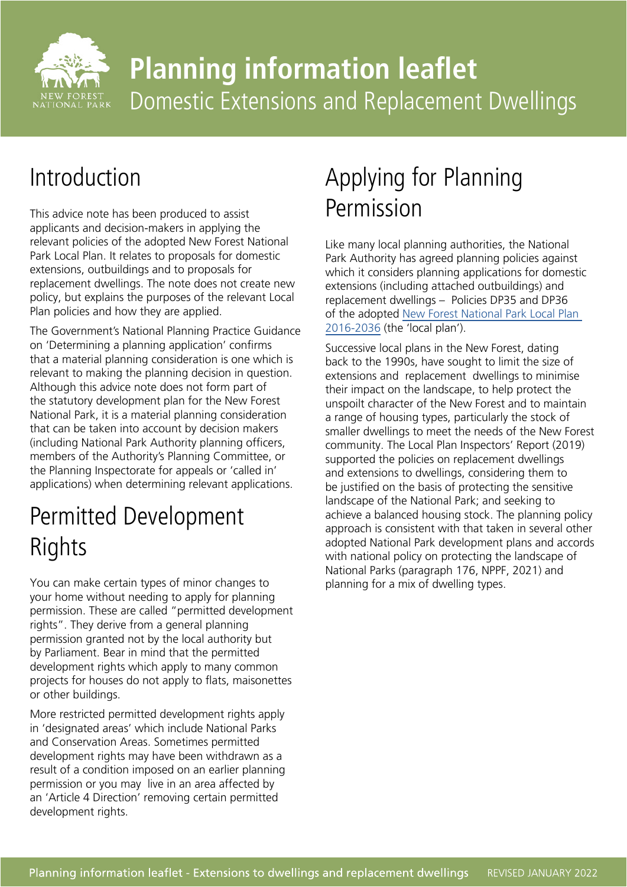# Planning information leaflet

Domestic Extensions and Replacement Dwellings

## Introduction

This advice note has been produced to assist applicants and decision-makers in applying the relevant policies of the adopted New Forest National Park Local Plan. It relates to proposals for domestic extensions, outbuildings and to proposals for replacement dwellings. The note does not create new policy, but explains the purposes of the relevant Local Plan policies and how they are applied.

The Government's National Planning Practice Guidance on 'Determining a planning application' confirms that a material planning consideration is one which is relevant to making the planning decision in question. Although this advice note does not form part of the statutory development plan for the New Forest National Park, it is a material planning consideration that can be taken into account by decision makers (including National Park Authority planning officers, members of the Authority's Planning Committee, or the Planning Inspectorate for appeals or 'called in' applications) when determining relevant applications.

## Permitted Development Rights

You can make certain types of minor changes to your home without needing to apply for planning permission. These are called "permitted development rights". They derive from a general planning permission granted not by the local authority but by Parliament. Bear in mind that the permitted development rights which apply to many common projects for houses do not apply to flats, maisonettes or other buildings.

More restricted permitted development rights apply in 'designated areas' which include National Parks and Conservation Areas. Sometimes permitted development rights may have been withdrawn as a result of a condition imposed on an earlier planning permission or you may live in an area affected by an 'Article 4 Direction' removing certain permitted development rights.

## Applying for Planning Permission

Like many local planning authorities, the National Park Authority has agreed planning policies against which it considers planning applications for domestic extensions (including attached outbuildings) and replacement dwellings – Policies DP35 and DP36 of the adopted New Forest National Park Local Plan 2016-2036 (the 'local plan').

Successive local plans in the New Forest, dating back to the 1990s, have sought to limit the size of extensions and replacement dwellings to minimise their impact on the landscape, to help protect the unspoilt character of the New Forest and to maintain a range of housing types, particularly the stock of smaller dwellings to meet the needs of the New Forest community. The Local Plan Inspectors' Report (2019) supported the policies on replacement dwellings and extensions to dwellings, considering them to be justified on the basis of protecting the sensitive landscape of the National Park; and seeking to achieve a balanced housing stock. The planning policy approach is consistent with that taken in several other adopted National Park development plans and accords with national policy on protecting the landscape of National Parks (paragraph 176, NPPF, 2021) and planning for a mix of dwelling types.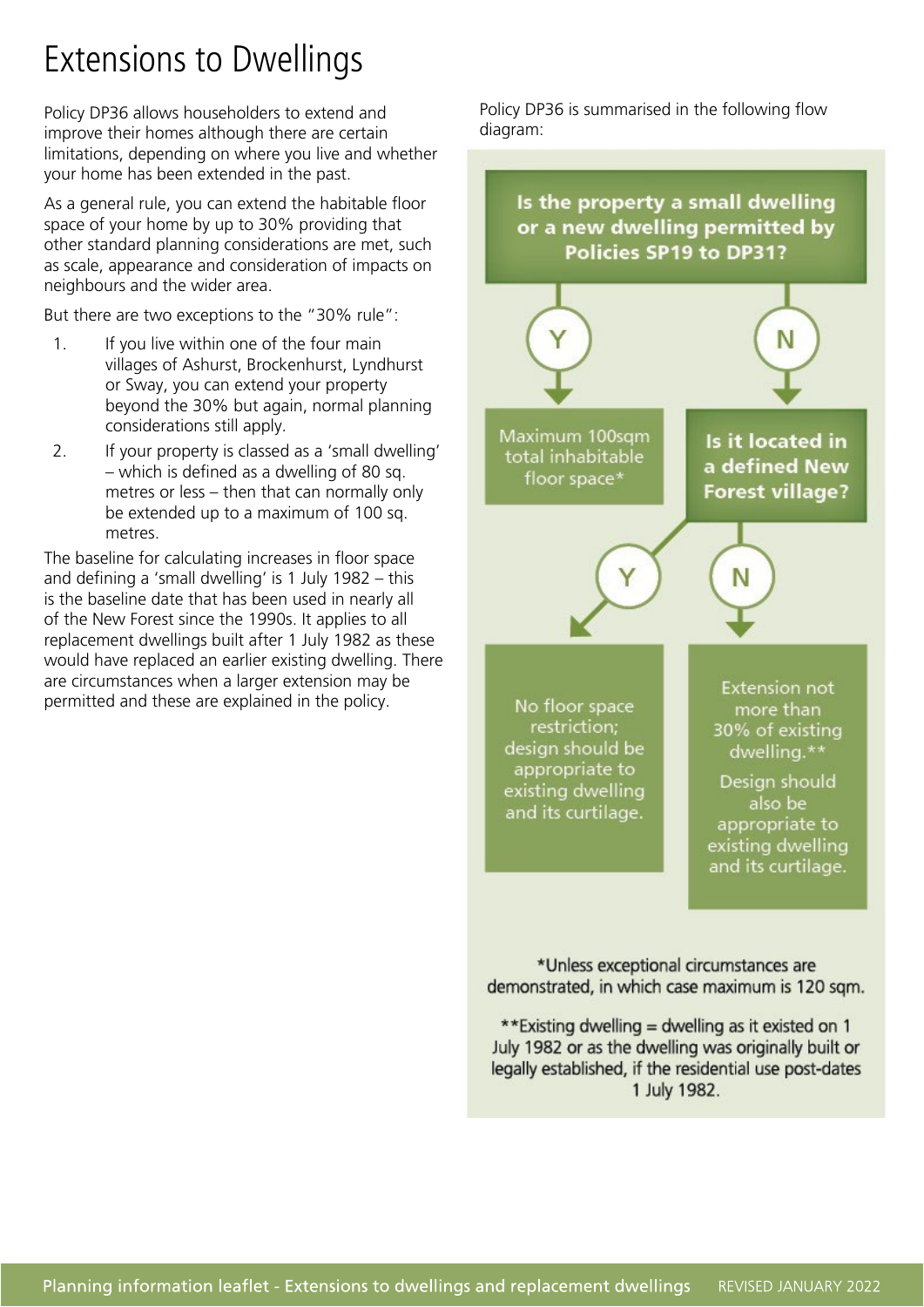# Extensions to Dwellings

Policy DP36 allows householders to extend and improve their homes although there are certain limitations, depending on where you live and whether your home has been extended in the past.

As a general rule, you can extend the habitable floor space of your home by up to 30% providing that other standard planning considerations are met, such as scale, appearance and consideration of impacts on neighbours and the wider area.

But there are two exceptions to the "30% rule":

1. If you live within one of the four main villages of Ashurst, Brockenhurst, Lyndhurst or Sway, you can extend your property beyond the 30% but again, normal planning considerations still apply.
2. If your property is classed as a 'small dwelling' – which is defined as a dwelling of 80 sq. metres or less – then that can normally only be extended up to a maximum of 100 sq. metres.

The baseline for calculating increases in floor space and defining a 'small dwelling' is 1 July 1982 – this is the baseline date that has been used in nearly all of the New Forest since the 1990s. It applies to all replacement dwellings built after 1 July 1982 as these would have replaced an earlier existing dwelling. There are circumstances when a larger extension may be permitted and these are explained in the policy.

Policy DP36 is summarised in the following flow diagram:

**Is the property a small dwelling or a new dwelling permitted by Policies SP19 to DP31?**

- **Y** → Maximum 100sqm total inhabitable floor space*
- **N** → **Is it located in a defined New Forest village?**
  - **Y** → No floor space restriction; design should be appropriate to existing dwelling and its curtilage.
  - **N** → Extension not more than 30% of existing dwelling.** Design should also be appropriate to existing dwelling and its curtilage.

*Unless exceptional circumstances are demonstrated, in which case maximum is 120 sqm.

**Existing dwelling = dwelling as it existed on 1 July 1982 or as the dwelling was originally built or legally established, if the residential use post-dates 1 July 1982.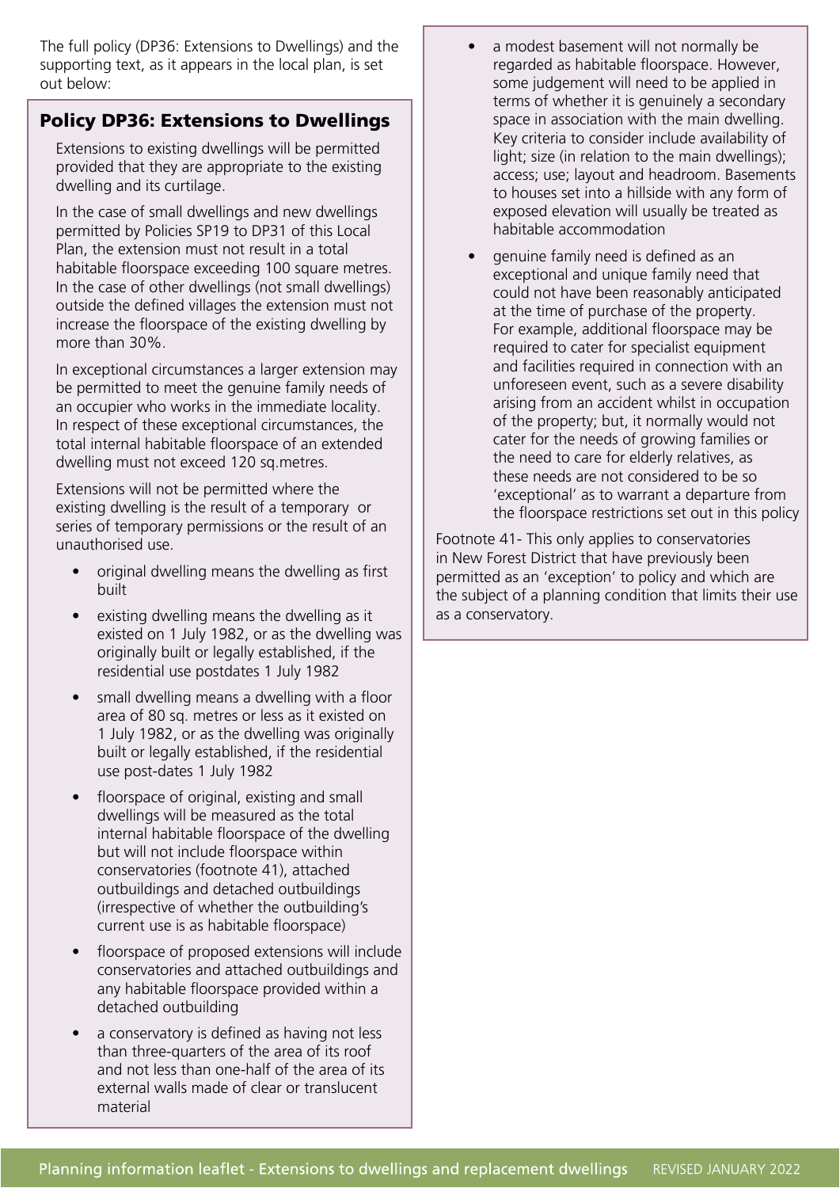The full policy (DP36: Extensions to Dwellings) and the supporting text, as it appears in the local plan, is set out below:

## Policy DP36: Extensions to Dwellings

Extensions to existing dwellings will be permitted provided that they are appropriate to the existing dwelling and its curtilage.

In the case of small dwellings and new dwellings permitted by Policies SP19 to DP31 of this Local Plan, the extension must not result in a total habitable floorspace exceeding 100 square metres. In the case of other dwellings (not small dwellings) outside the defined villages the extension must not increase the floorspace of the existing dwelling by more than 30%.

In exceptional circumstances a larger extension may be permitted to meet the genuine family needs of an occupier who works in the immediate locality. In respect of these exceptional circumstances, the total internal habitable floorspace of an extended dwelling must not exceed 120 sq.metres.

Extensions will not be permitted where the existing dwelling is the result of a temporary or series of temporary permissions or the result of an unauthorised use.

- original dwelling means the dwelling as first built
- existing dwelling means the dwelling as it existed on 1 July 1982, or as the dwelling was originally built or legally established, if the residential use postdates 1 July 1982
- small dwelling means a dwelling with a floor area of 80 sq. metres or less as it existed on 1 July 1982, or as the dwelling was originally built or legally established, if the residential use post-dates 1 July 1982
- floorspace of original, existing and small dwellings will be measured as the total internal habitable floorspace of the dwelling but will not include floorspace within conservatories (footnote 41), attached outbuildings and detached outbuildings (irrespective of whether the outbuilding's current use is as habitable floorspace)
- floorspace of proposed extensions will include conservatories and attached outbuildings and any habitable floorspace provided within a detached outbuilding
- a conservatory is defined as having not less than three-quarters of the area of its roof and not less than one-half of the area of its external walls made of clear or translucent material
- a modest basement will not normally be regarded as habitable floorspace. However, some judgement will need to be applied in terms of whether it is genuinely a secondary space in association with the main dwelling. Key criteria to consider include availability of light; size (in relation to the main dwellings); access; use; layout and headroom. Basements to houses set into a hillside with any form of exposed elevation will usually be treated as habitable accommodation
- genuine family need is defined as an exceptional and unique family need that could not have been reasonably anticipated at the time of purchase of the property. For example, additional floorspace may be required to cater for specialist equipment and facilities required in connection with an unforeseen event, such as a severe disability arising from an accident whilst in occupation of the property; but, it normally would not cater for the needs of growing families or the need to care for elderly relatives, as these needs are not considered to be so 'exceptional' as to warrant a departure from the floorspace restrictions set out in this policy

Footnote 41- This only applies to conservatories in New Forest District that have previously been permitted as an 'exception' to policy and which are the subject of a planning condition that limits their use as a conservatory.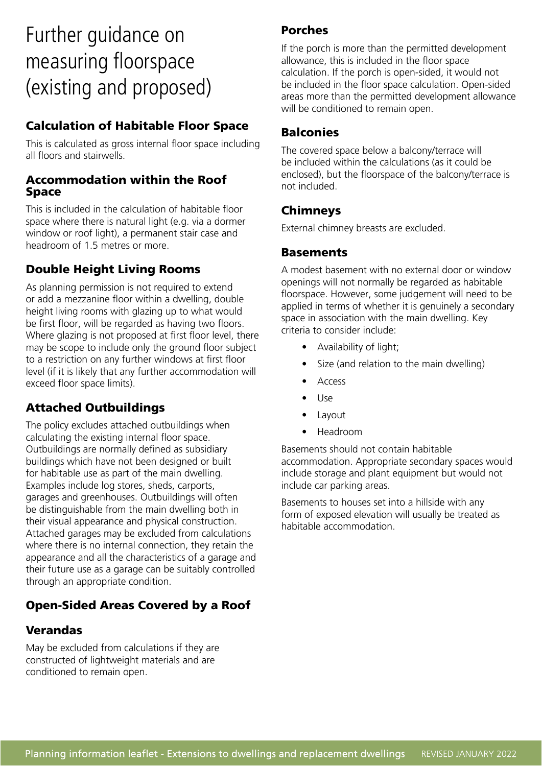# Further guidance on measuring floorspace (existing and proposed)

## Calculation of Habitable Floor Space

This is calculated as gross internal floor space including all floors and stairwells.

### Accommodation within the Roof Space

This is included in the calculation of habitable floor space where there is natural light (e.g. via a dormer window or roof light), a permanent stair case and headroom of 1.5 metres or more.

## Double Height Living Rooms

As planning permission is not required to extend or add a mezzanine floor within a dwelling, double height living rooms with glazing up to what would be first floor, will be regarded as having two floors. Where glazing is not proposed at first floor level, there may be scope to include only the ground floor subject to a restriction on any further windows at first floor level (if it is likely that any further accommodation will exceed floor space limits).

## Attached Outbuildings

The policy excludes attached outbuildings when calculating the existing internal floor space. Outbuildings are normally defined as subsidiary buildings which have not been designed or built for habitable use as part of the main dwelling. Examples include log stores, sheds, carports, garages and greenhouses. Outbuildings will often be distinguishable from the main dwelling both in their visual appearance and physical construction. Attached garages may be excluded from calculations where there is no internal connection, they retain the appearance and all the characteristics of a garage and their future use as a garage can be suitably controlled through an appropriate condition.

## Open-Sided Areas Covered by a Roof

## Verandas

May be excluded from calculations if they are constructed of lightweight materials and are conditioned to remain open.

## Porches

If the porch is more than the permitted development allowance, this is included in the floor space calculation. If the porch is open-sided, it would not be included in the floor space calculation. Open-sided areas more than the permitted development allowance will be conditioned to remain open.

## Balconies

The covered space below a balcony/terrace will be included within the calculations (as it could be enclosed), but the floorspace of the balcony/terrace is not included.

## Chimneys

External chimney breasts are excluded.

## Basements

A modest basement with no external door or window openings will not normally be regarded as habitable floorspace. However, some judgement will need to be applied in terms of whether it is genuinely a secondary space in association with the main dwelling. Key criteria to consider include:

- Availability of light;
- Size (and relation to the main dwelling)
- Access
- Use
- Layout
- Headroom

Basements should not contain habitable accommodation. Appropriate secondary spaces would include storage and plant equipment but would not include car parking areas.

Basements to houses set into a hillside with any form of exposed elevation will usually be treated as habitable accommodation.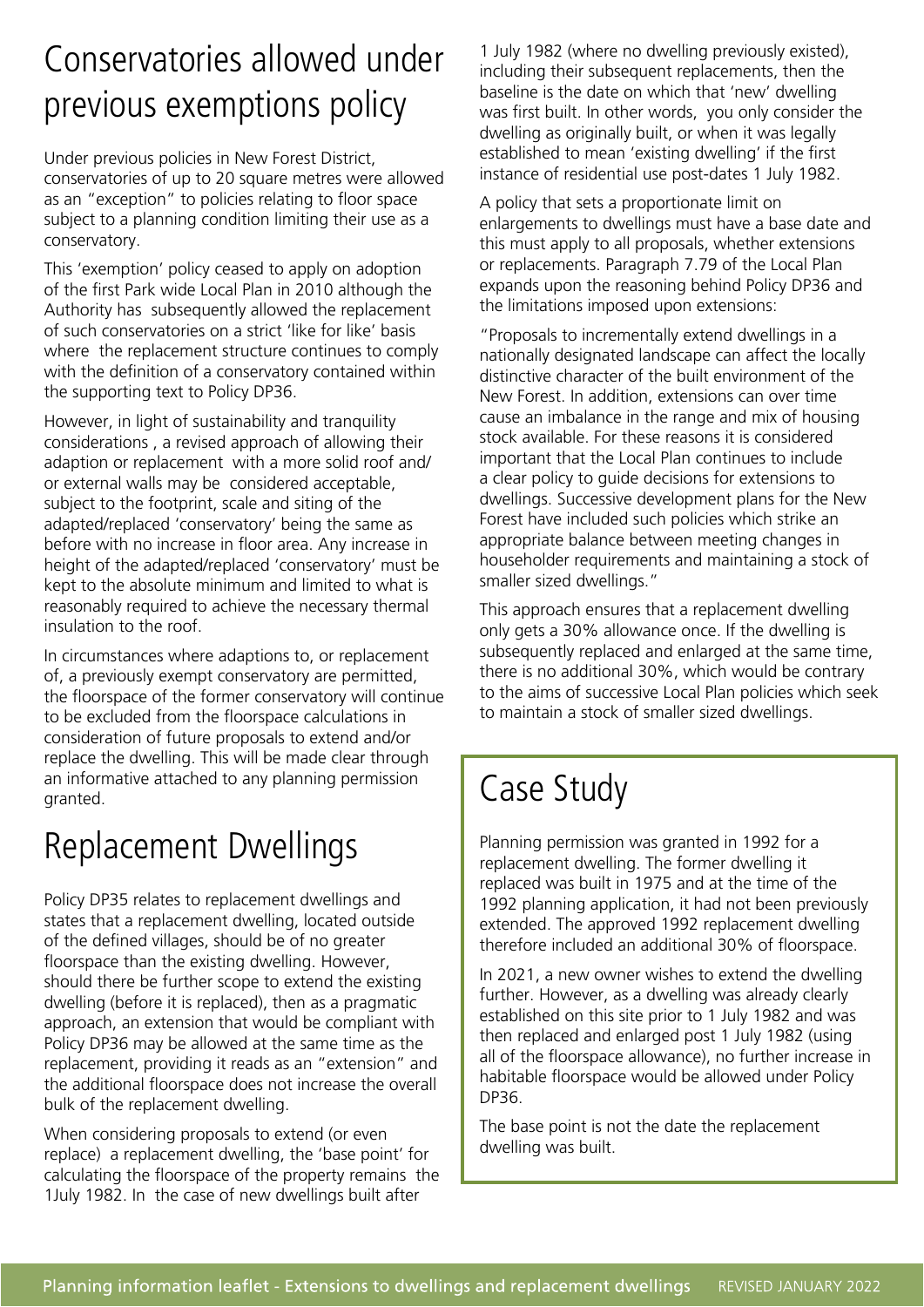## Conservatories allowed under previous exemptions policy

Under previous policies in New Forest District, conservatories of up to 20 square metres were allowed as an "exception" to policies relating to floor space subject to a planning condition limiting their use as a conservatory.

This 'exemption' policy ceased to apply on adoption of the first Park wide Local Plan in 2010 although the Authority has subsequently allowed the replacement of such conservatories on a strict 'like for like' basis where the replacement structure continues to comply with the definition of a conservatory contained within the supporting text to Policy DP36.

However, in light of sustainability and tranquility considerations , a revised approach of allowing their adaption or replacement with a more solid roof and/or external walls may be considered acceptable, subject to the footprint, scale and siting of the adapted/replaced 'conservatory' being the same as before with no increase in floor area. Any increase in height of the adapted/replaced 'conservatory' must be kept to the absolute minimum and limited to what is reasonably required to achieve the necessary thermal insulation to the roof.

In circumstances where adaptions to, or replacement of, a previously exempt conservatory are permitted, the floorspace of the former conservatory will continue to be excluded from the floorspace calculations in consideration of future proposals to extend and/or replace the dwelling. This will be made clear through an informative attached to any planning permission granted.

## Replacement Dwellings

Policy DP35 relates to replacement dwellings and states that a replacement dwelling, located outside of the defined villages, should be of no greater floorspace than the existing dwelling. However, should there be further scope to extend the existing dwelling (before it is replaced), then as a pragmatic approach, an extension that would be compliant with Policy DP36 may be allowed at the same time as the replacement, providing it reads as an "extension" and the additional floorspace does not increase the overall bulk of the replacement dwelling.

When considering proposals to extend (or even replace) a replacement dwelling, the 'base point' for calculating the floorspace of the property remains the 1July 1982. In the case of new dwellings built after 1 July 1982 (where no dwelling previously existed), including their subsequent replacements, then the baseline is the date on which that 'new' dwelling was first built. In other words, you only consider the dwelling as originally built, or when it was legally established to mean 'existing dwelling' if the first instance of residential use post-dates 1 July 1982.

A policy that sets a proportionate limit on enlargements to dwellings must have a base date and this must apply to all proposals, whether extensions or replacements. Paragraph 7.79 of the Local Plan expands upon the reasoning behind Policy DP36 and the limitations imposed upon extensions:

"Proposals to incrementally extend dwellings in a nationally designated landscape can affect the locally distinctive character of the built environment of the New Forest. In addition, extensions can over time cause an imbalance in the range and mix of housing stock available. For these reasons it is considered important that the Local Plan continues to include a clear policy to guide decisions for extensions to dwellings. Successive development plans for the New Forest have included such policies which strike an appropriate balance between meeting changes in householder requirements and maintaining a stock of smaller sized dwellings."

This approach ensures that a replacement dwelling only gets a 30% allowance once. If the dwelling is subsequently replaced and enlarged at the same time, there is no additional 30%, which would be contrary to the aims of successive Local Plan policies which seek to maintain a stock of smaller sized dwellings.

## Case Study

Planning permission was granted in 1992 for a replacement dwelling. The former dwelling it replaced was built in 1975 and at the time of the 1992 planning application, it had not been previously extended. The approved 1992 replacement dwelling therefore included an additional 30% of floorspace.

In 2021, a new owner wishes to extend the dwelling further. However, as a dwelling was already clearly established on this site prior to 1 July 1982 and was then replaced and enlarged post 1 July 1982 (using all of the floorspace allowance), no further increase in habitable floorspace would be allowed under Policy DP36.

The base point is not the date the replacement dwelling was built.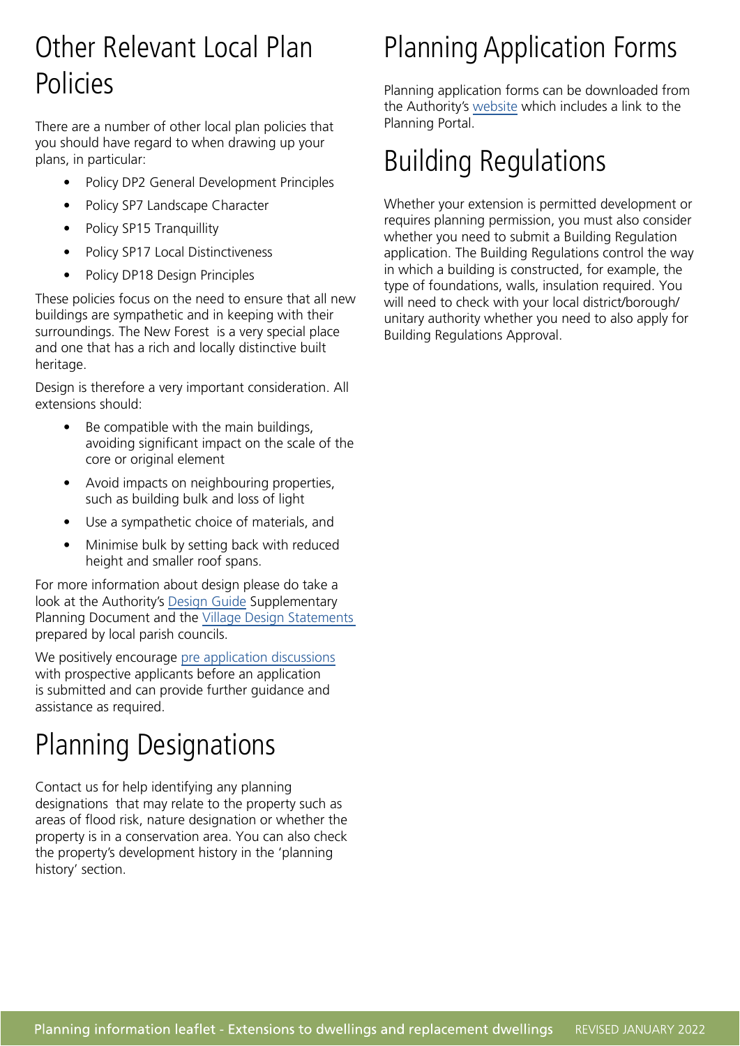# Other Relevant Local Plan Policies

There are a number of other local plan policies that you should have regard to when drawing up your plans, in particular:

- Policy DP2 General Development Principles
- Policy SP7 Landscape Character
- Policy SP15 Tranquillity
- Policy SP17 Local Distinctiveness
- Policy DP18 Design Principles

These policies focus on the need to ensure that all new buildings are sympathetic and in keeping with their surroundings. The New Forest is a very special place and one that has a rich and locally distinctive built heritage.

Design is therefore a very important consideration. All extensions should:

- Be compatible with the main buildings, avoiding significant impact on the scale of the core or original element
- Avoid impacts on neighbouring properties, such as building bulk and loss of light
- Use a sympathetic choice of materials, and
- Minimise bulk by setting back with reduced height and smaller roof spans.

For more information about design please do take a look at the Authority's Design Guide Supplementary Planning Document and the Village Design Statements prepared by local parish councils.

We positively encourage pre application discussions with prospective applicants before an application is submitted and can provide further guidance and assistance as required.

# Planning Designations

Contact us for help identifying any planning designations that may relate to the property such as areas of flood risk, nature designation or whether the property is in a conservation area. You can also check the property's development history in the 'planning history' section.

# Planning Application Forms

Planning application forms can be downloaded from the Authority's website which includes a link to the Planning Portal.

# Building Regulations

Whether your extension is permitted development or requires planning permission, you must also consider whether you need to submit a Building Regulation application. The Building Regulations control the way in which a building is constructed, for example, the type of foundations, walls, insulation required. You will need to check with your local district/borough/unitary authority whether you need to also apply for Building Regulations Approval.